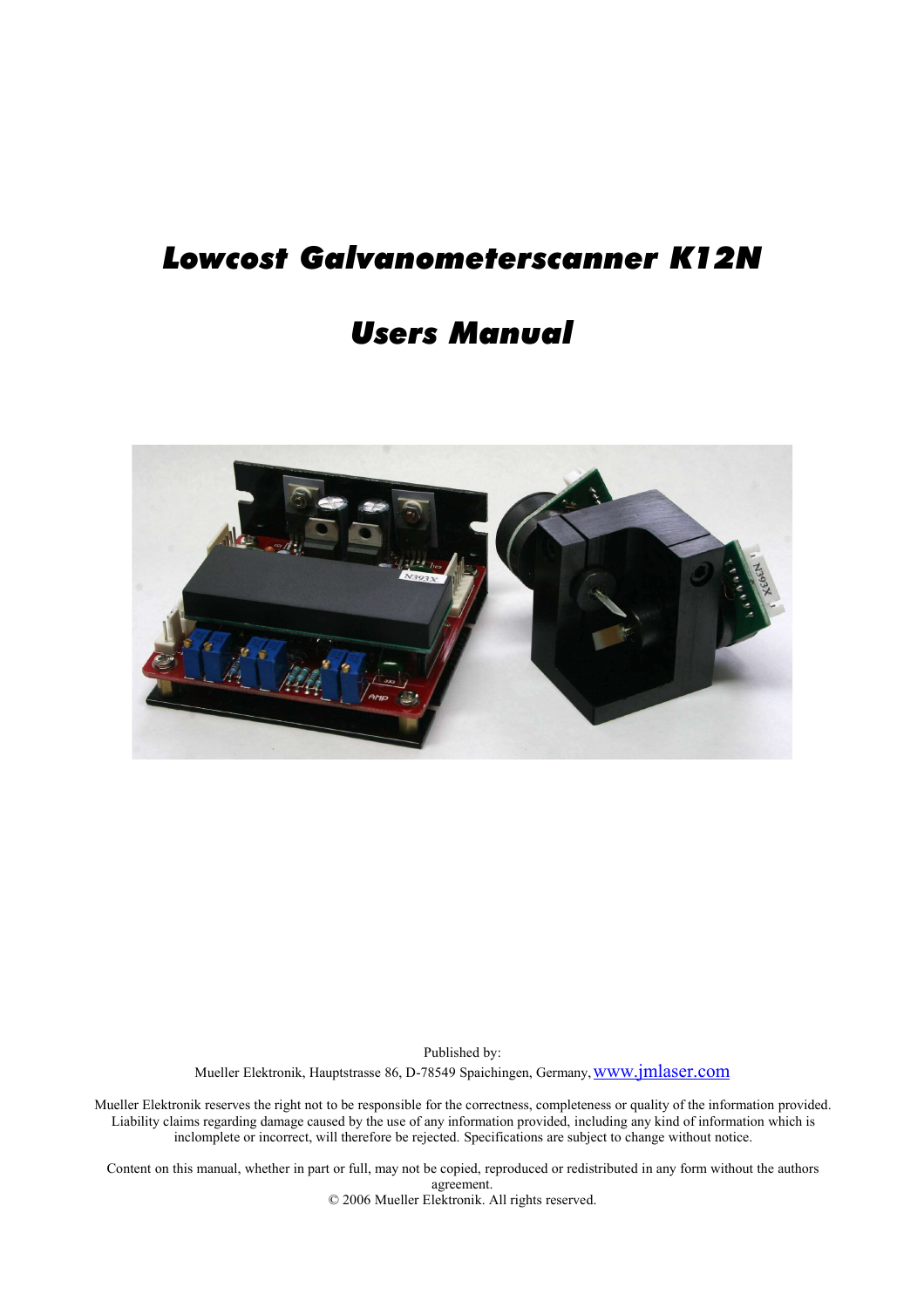# Lowcost Galvanometerscanner K12N

# Users Manual

Published by:
Mueller Elektronik, Hauptstrasse 86, D-78549 Spaichingen, Germany, www.jmlaser.com

Mueller Elektronik reserves the right not to be responsible for the correctness, completeness or quality of the information provided. Liability claims regarding damage caused by the use of any information provided, including any kind of information which is inclomplete or incorrect, will therefore be rejected. Specifications are subject to change without notice.

Content on this manual, whether in part or full, may not be copied, reproduced or redistributed in any form without the authors agreement.
© 2006 Mueller Elektronik. All rights reserved.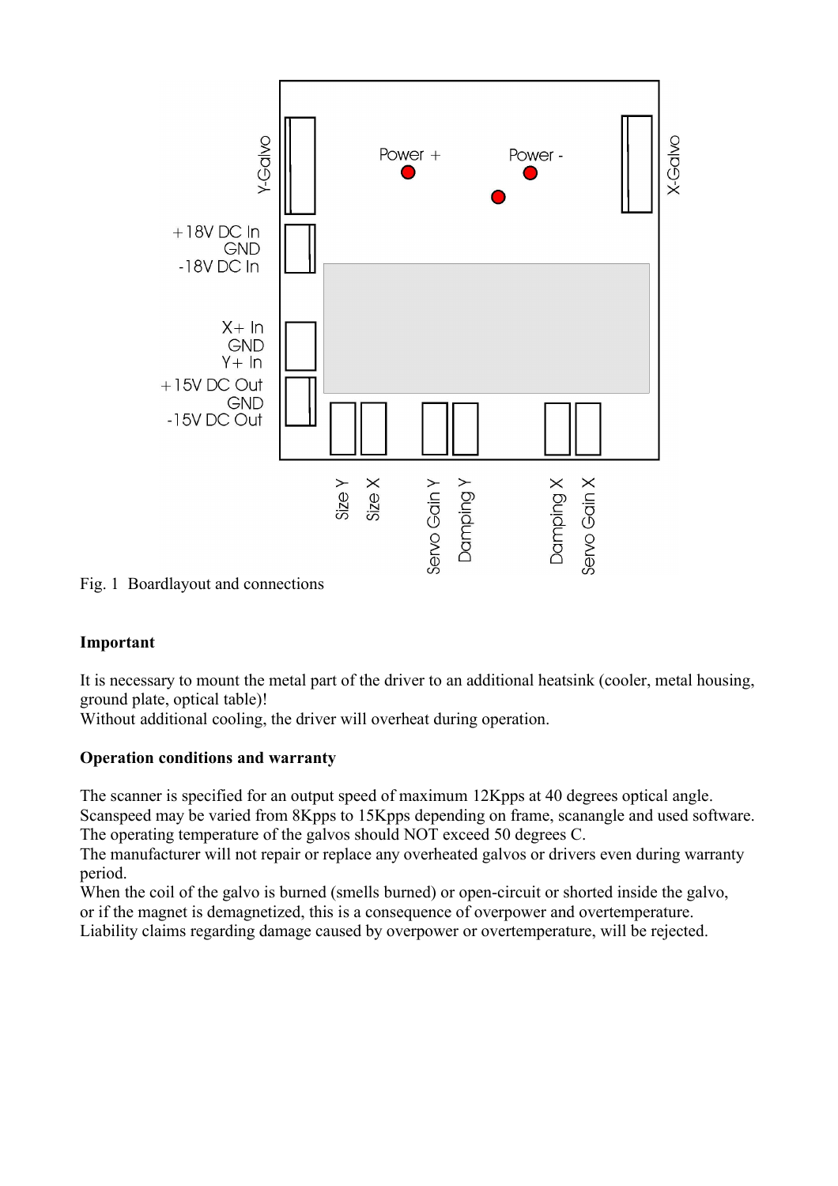Fig. 1 Boardlayout and connections

**Important**

It is necessary to mount the metal part of the driver to an additional heatsink (cooler, metal housing, ground plate, optical table)!
Without additional cooling, the driver will overheat during operation.

**Operation conditions and warranty**

The scanner is specified for an output speed of maximum 12Kpps at 40 degrees optical angle.
Scanspeed may be varied from 8Kpps to 15Kpps depending on frame, scanangle and used software.
The operating temperature of the galvos should NOT exceed 50 degrees C.
The manufacturer will not repair or replace any overheated galvos or drivers even during warranty period.
When the coil of the galvo is burned (smells burned) or open-circuit or shorted inside the galvo, or if the magnet is demagnetized, this is a consequence of overpower and overtemperature.
Liability claims regarding damage caused by overpower or overtemperature, will be rejected.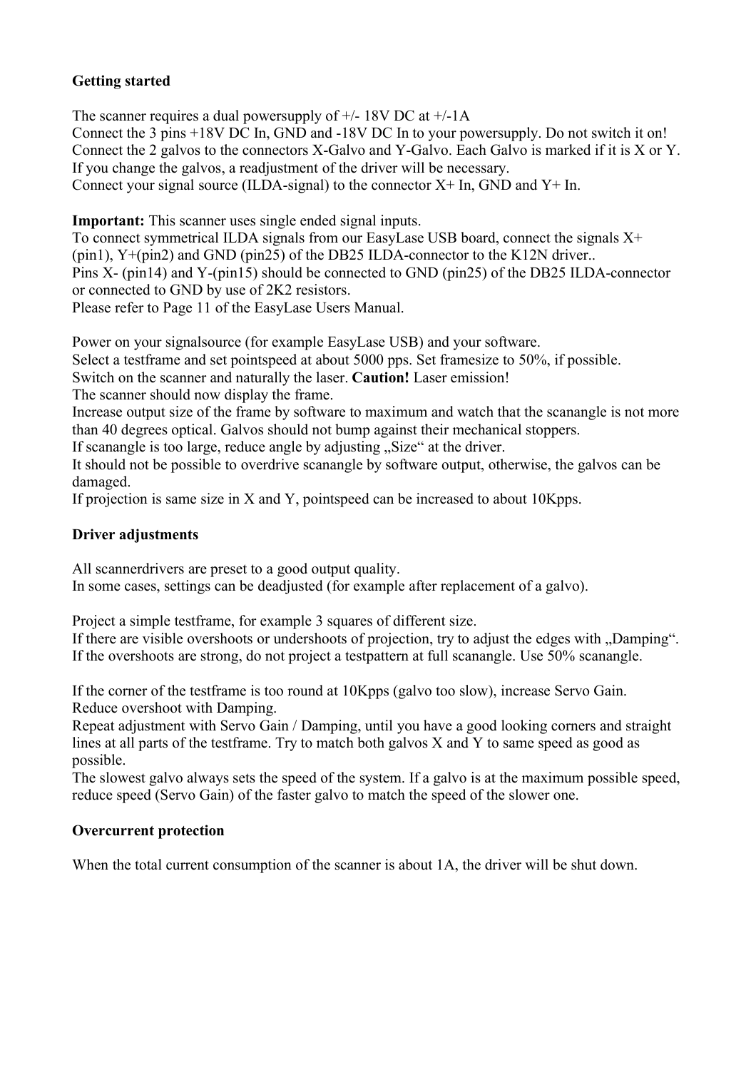**Getting started**

The scanner requires a dual powersupply of +/- 18V DC at +/-1A
Connect the 3 pins +18V DC In, GND and -18V DC In to your powersupply. Do not switch it on!
Connect the 2 galvos to the connectors X-Galvo and Y-Galvo. Each Galvo is marked if it is X or Y.
If you change the galvos, a readjustment of the driver will be necessary.
Connect your signal source (ILDA-signal) to the connector X+ In, GND and Y+ In.

**Important:** This scanner uses single ended signal inputs.
To connect symmetrical ILDA signals from our EasyLase USB board, connect the signals X+ (pin1), Y+(pin2) and GND (pin25) of the DB25 ILDA-connector to the K12N driver..
Pins X- (pin14) and Y-(pin15) should be connected to GND (pin25) of the DB25 ILDA-connector or connected to GND by use of 2K2 resistors.
Please refer to Page 11 of the EasyLase Users Manual.

Power on your signalsource (for example EasyLase USB) and your software.
Select a testframe and set pointspeed at about 5000 pps. Set framesize to 50%, if possible.
Switch on the scanner and naturally the laser. **Caution!** Laser emission!
The scanner should now display the frame.
Increase output size of the frame by software to maximum and watch that the scanangle is not more than 40 degrees optical. Galvos should not bump against their mechanical stoppers.
If scanangle is too large, reduce angle by adjusting „Size“ at the driver.
It should not be possible to overdrive scanangle by software output, otherwise, the galvos can be damaged.
If projection is same size in X and Y, pointspeed can be increased to about 10Kpps.

**Driver adjustments**

All scannerdrivers are preset to a good output quality.
In some cases, settings can be deadjusted (for example after replacement of a galvo).

Project a simple testframe, for example 3 squares of different size.
If there are visible overshoots or undershoots of projection, try to adjust the edges with „Damping“.
If the overshoots are strong, do not project a testpattern at full scanangle. Use 50% scanangle.

If the corner of the testframe is too round at 10Kpps (galvo too slow), increase Servo Gain.
Reduce overshoot with Damping.
Repeat adjustment with Servo Gain / Damping, until you have a good looking corners and straight lines at all parts of the testframe. Try to match both galvos X and Y to same speed as good as possible.
The slowest galvo always sets the speed of the system. If a galvo is at the maximum possible speed, reduce speed (Servo Gain) of the faster galvo to match the speed of the slower one.

**Overcurrent protection**

When the total current consumption of the scanner is about 1A, the driver will be shut down.